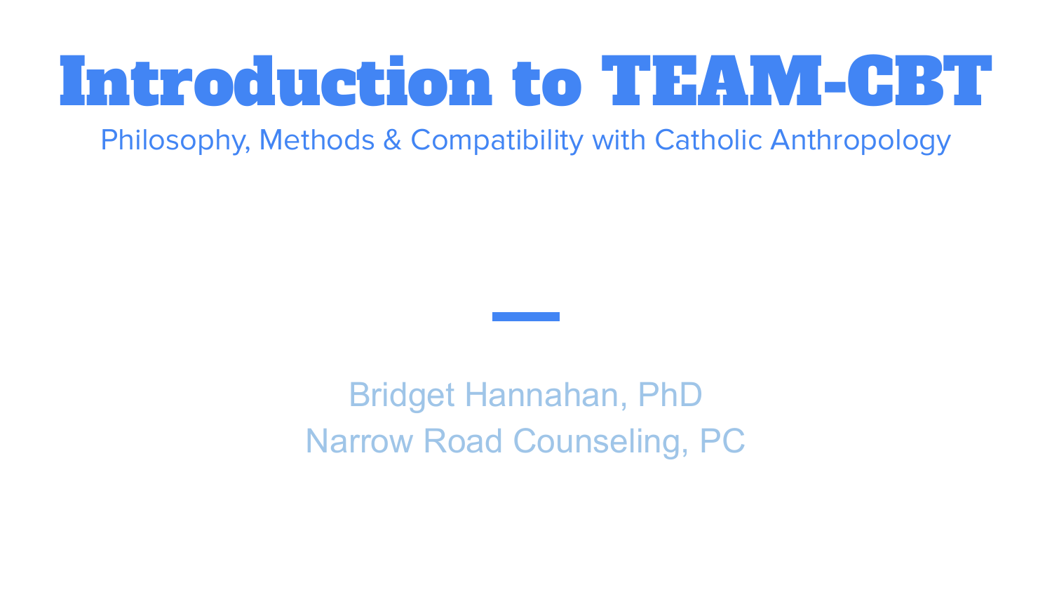# Introduction to TEAM-CBT

## Philosophy, Methods & Compatibility with Catholic Anthropology

Bridget Hannahan, PhD

Narrow Road Counseling, PC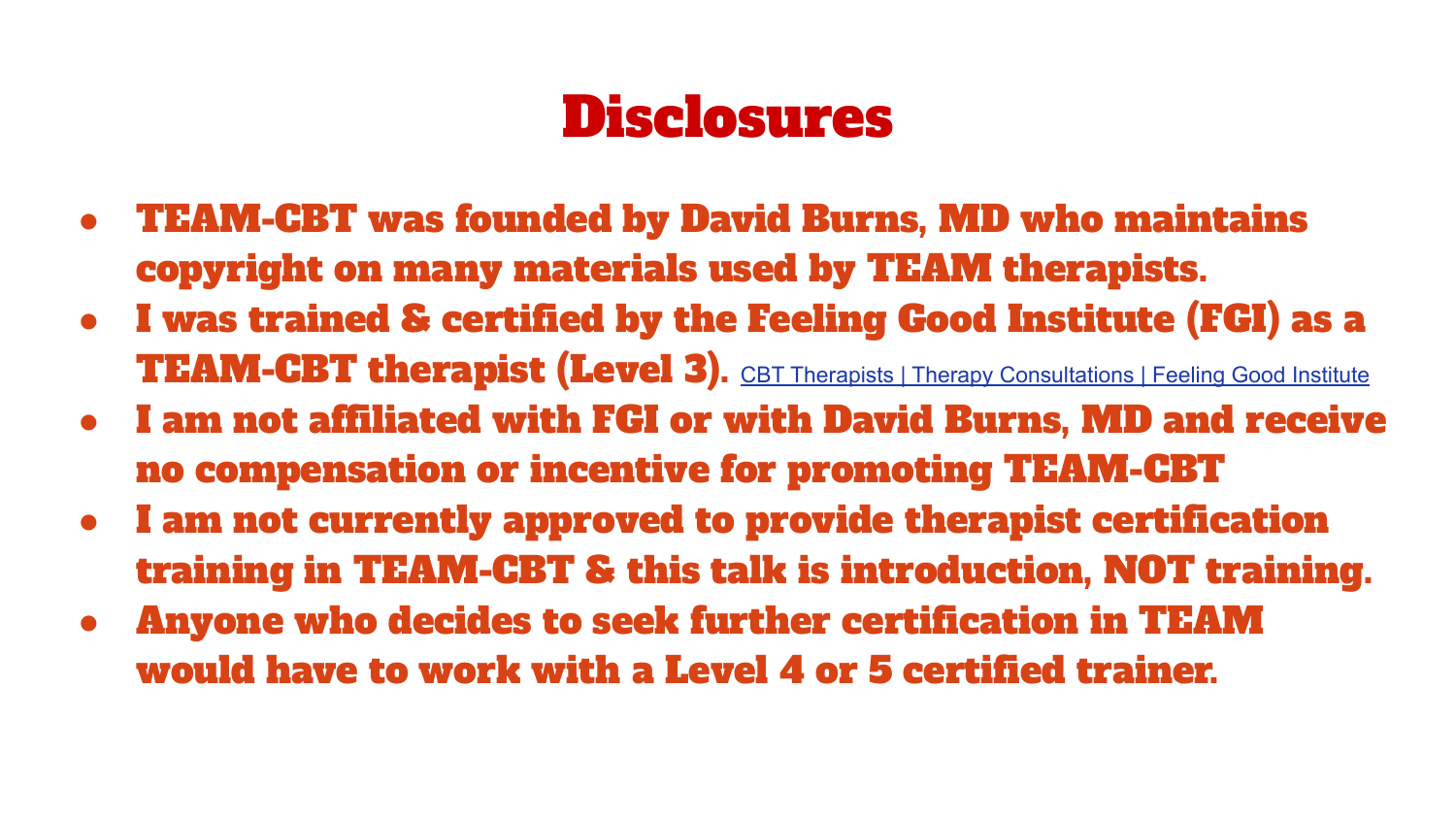# Disclosures

- TEAM-CBT was founded by David Burns, MD who maintains copyright on many materials used by TEAM therapists.
- I was trained & certified by the Feeling Good Institute (FGI) as a TEAM-CBT therapist (Level 3). CBT Therapists | Therapy Consultations | Feeling Good Institute
- I am not affiliated with FGI or with David Burns, MD and receive no compensation or incentive for promoting TEAM-CBT
- I am not currently approved to provide therapist certification training in TEAM-CBT & this talk is introduction, NOT training.
- Anyone who decides to seek further certification in TEAM would have to work with a Level 4 or 5 certified trainer.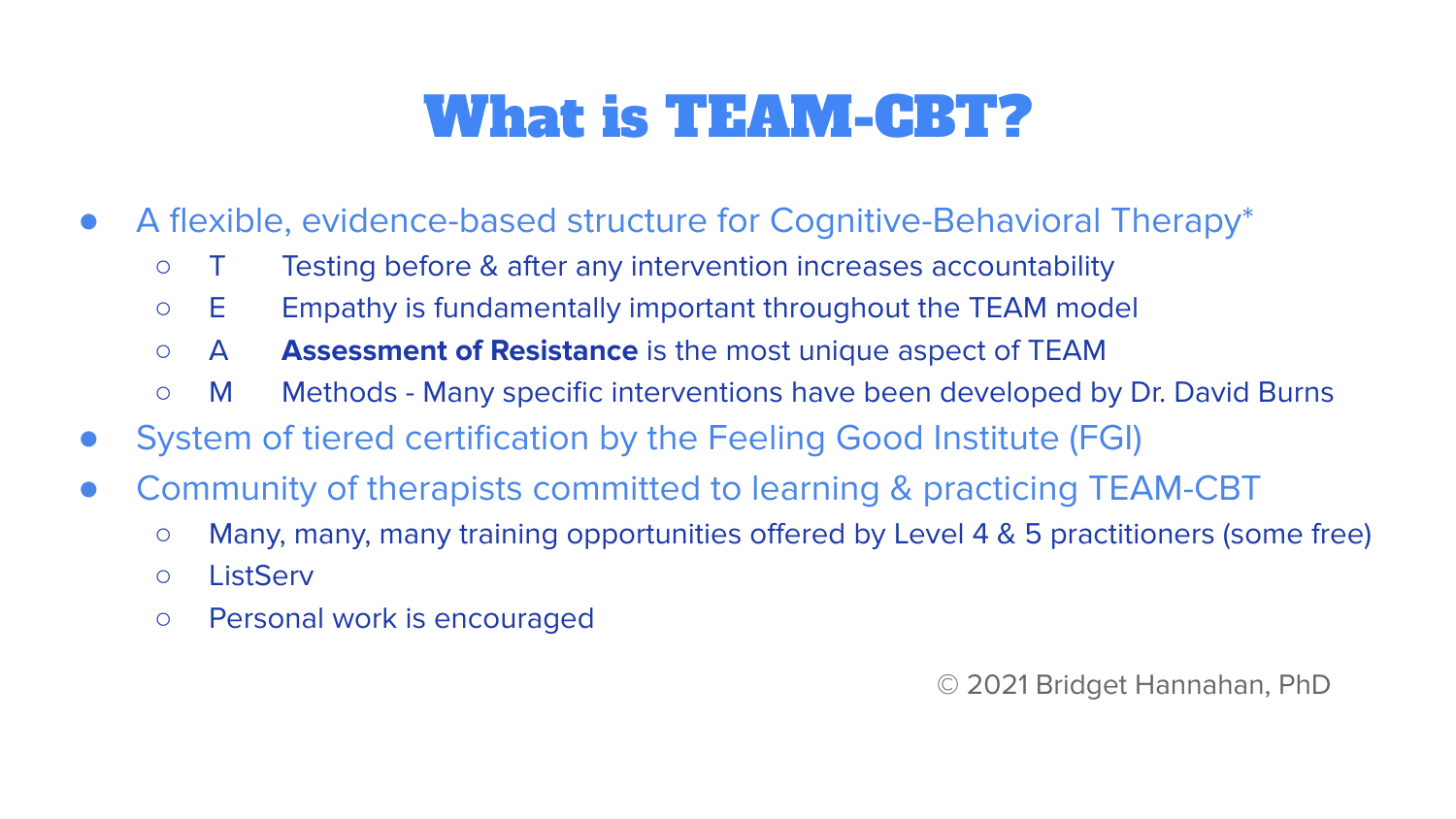# What is TEAM-CBT?

- A flexible, evidence-based structure for Cognitive-Behavioral Therapy*
  - T Testing before & after any intervention increases accountability
  - E Empathy is fundamentally important throughout the TEAM model
  - A **Assessment of Resistance** is the most unique aspect of TEAM
  - M Methods - Many specific interventions have been developed by Dr. David Burns
- System of tiered certification by the Feeling Good Institute (FGI)
- Community of therapists committed to learning & practicing TEAM-CBT
  - Many, many, many training opportunities offered by Level 4 & 5 practitioners (some free)
  - ListServ
  - Personal work is encouraged

© 2021 Bridget Hannahan, PhD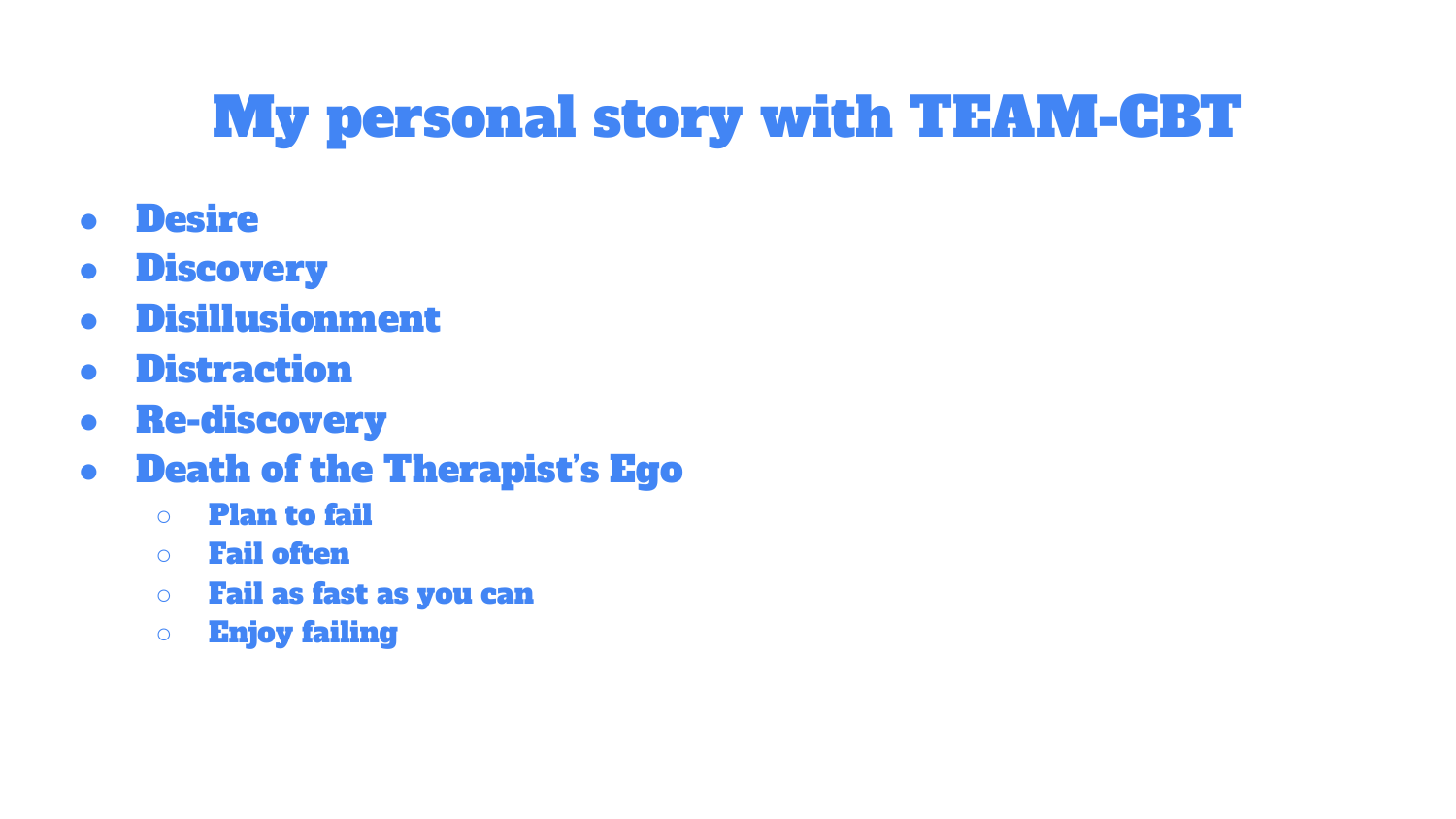# My personal story with TEAM-CBT

- Desire
- Discovery
- Disillusionment
- Distraction
- Re-discovery
- Death of the Therapist's Ego
  - Plan to fail
  - Fail often
  - Fail as fast as you can
  - Enjoy failing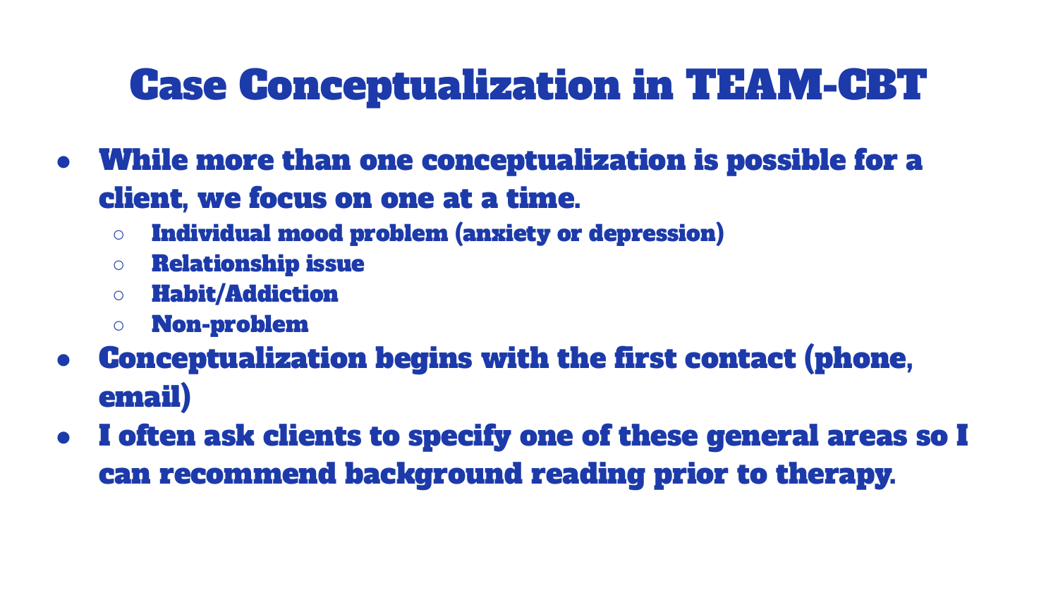# Case Conceptualization in TEAM-CBT

- While more than one conceptualization is possible for a client, we focus on one at a time.
  - Individual mood problem (anxiety or depression)
  - Relationship issue
  - Habit/Addiction
  - Non-problem
- Conceptualization begins with the first contact (phone, email)
- I often ask clients to specify one of these general areas so I can recommend background reading prior to therapy.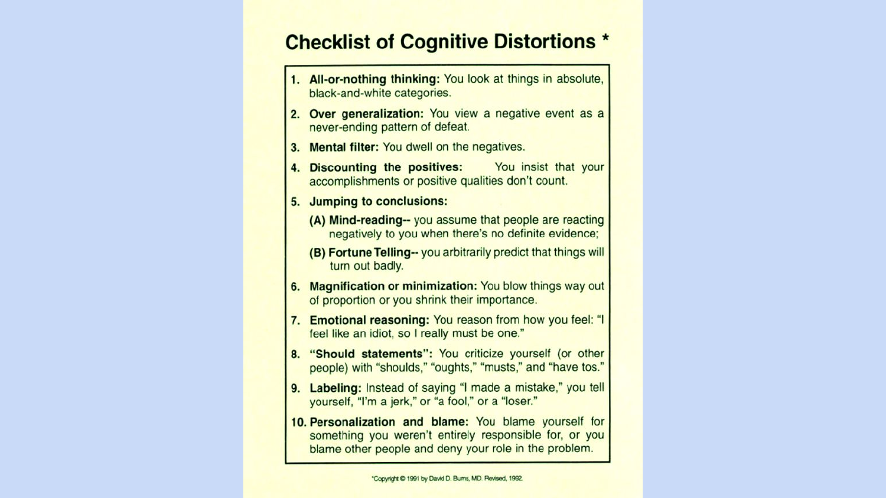# Checklist of Cognitive Distortions *

1. **All-or-nothing thinking:** You look at things in absolute, black-and-white categories.
2. **Over generalization:** You view a negative event as a never-ending pattern of defeat.
3. **Mental filter:** You dwell on the negatives.
4. **Discounting the positives:** You insist that your accomplishments or positive qualities don't count.
5. **Jumping to conclusions:**
   - **(A) Mind-reading--** you assume that people are reacting negatively to you when there's no definite evidence;
   - **(B) Fortune Telling--** you arbitrarily predict that things will turn out badly.
6. **Magnification or minimization:** You blow things way out of proportion or you shrink their importance.
7. **Emotional reasoning:** You reason from how you feel: "I feel like an idiot, so I really must be one."
8. **"Should statements":** You criticize yourself (or other people) with "shoulds," "oughts," "musts," and "have tos."
9. **Labeling:** Instead of saying "I made a mistake," you tell yourself, "I'm a jerk," or "a fool," or a "loser."
10. **Personalization and blame:** You blame yourself for something you weren't entirely responsible for, or you blame other people and deny your role in the problem.

*Copyright © 1991 by David D. Burns, MD. Revised, 1992.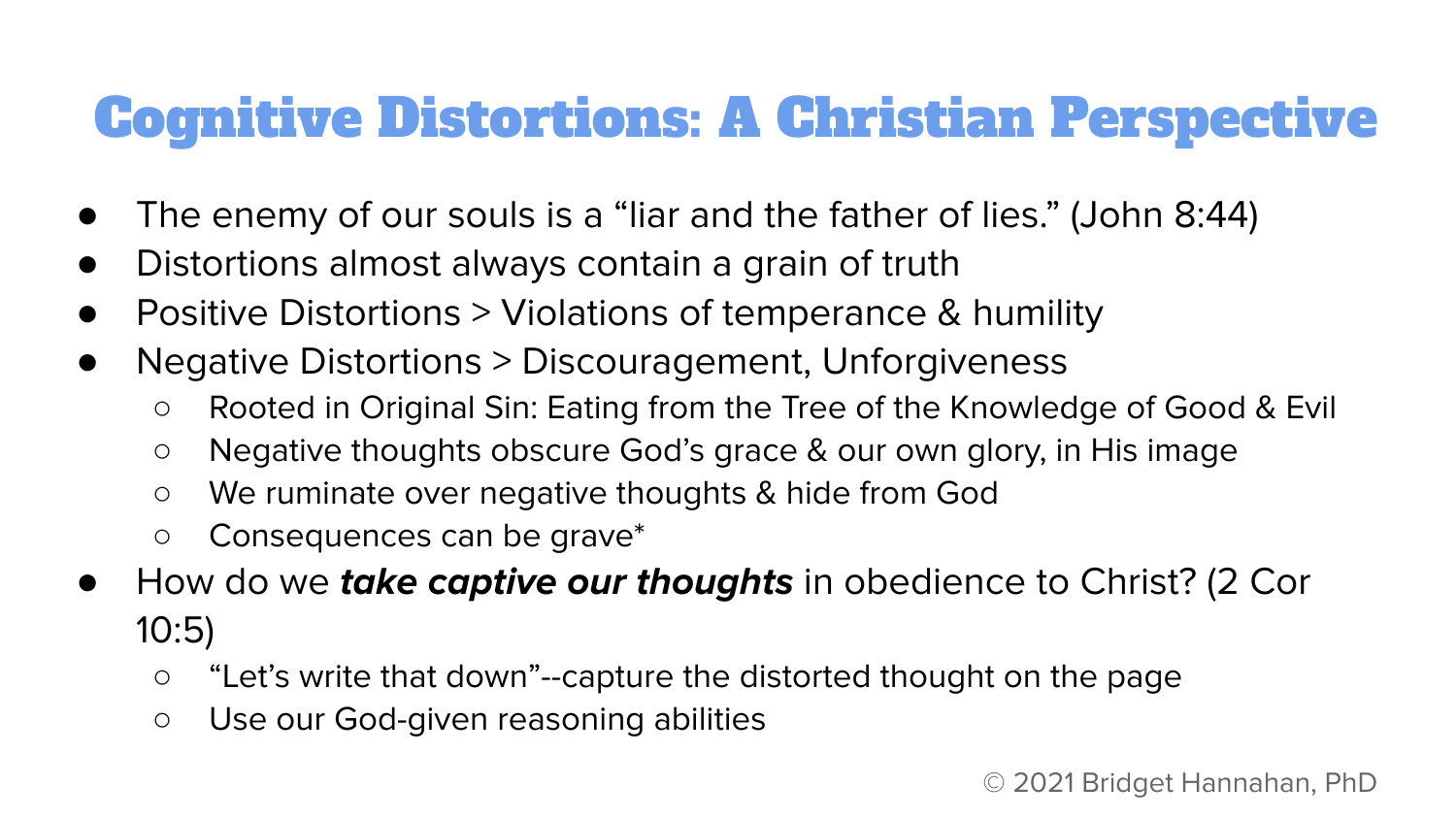# Cognitive Distortions: A Christian Perspective

- The enemy of our souls is a “liar and the father of lies.” (John 8:44)
- Distortions almost always contain a grain of truth
- Positive Distortions > Violations of temperance & humility
- Negative Distortions > Discouragement, Unforgiveness
  - Rooted in Original Sin: Eating from the Tree of the Knowledge of Good & Evil
  - Negative thoughts obscure God’s grace & our own glory, in His image
  - We ruminate over negative thoughts & hide from God
  - Consequences can be grave*
- How do we ***take captive our thoughts*** in obedience to Christ? (2 Cor 10:5)
  - “Let’s write that down”--capture the distorted thought on the page
  - Use our God-given reasoning abilities

© 2021 Bridget Hannahan, PhD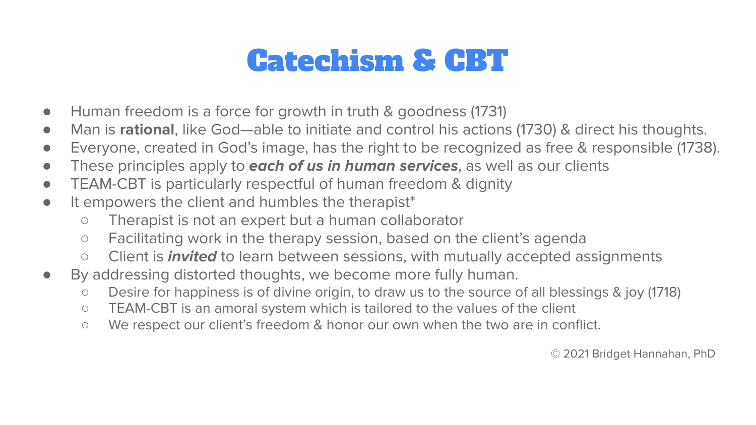# Catechism & CBT

- Human freedom is a force for growth in truth & goodness (1731)
- Man is **rational**, like God—able to initiate and control his actions (1730) & direct his thoughts.
- Everyone, created in God's image, has the right to be recognized as free & responsible (1738).
- These principles apply to ***each of us in human services***, as well as our clients
- TEAM-CBT is particularly respectful of human freedom & dignity
- It empowers the client and humbles the therapist*
  - Therapist is not an expert but a human collaborator
  - Facilitating work in the therapy session, based on the client's agenda
  - Client is ***invited*** to learn between sessions, with mutually accepted assignments
- By addressing distorted thoughts, we become more fully human.
  - Desire for happiness is of divine origin, to draw us to the source of all blessings & joy (1718)
  - TEAM-CBT is an amoral system which is tailored to the values of the client
  - We respect our client's freedom & honor our own when the two are in conflict.

© 2021 Bridget Hannahan, PhD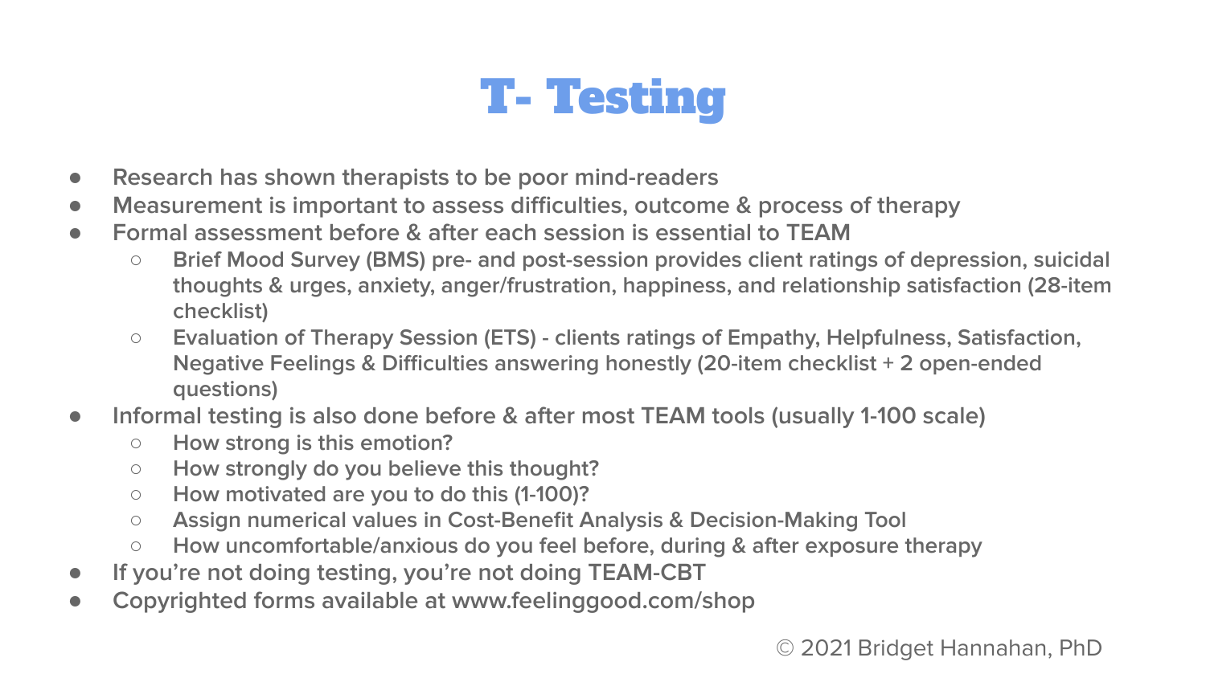# T- Testing

- Research has shown therapists to be poor mind-readers
- Measurement is important to assess difficulties, outcome & process of therapy
- Formal assessment before & after each session is essential to TEAM
  - Brief Mood Survey (BMS) pre- and post-session provides client ratings of depression, suicidal thoughts & urges, anxiety, anger/frustration, happiness, and relationship satisfaction (28-item checklist)
  - Evaluation of Therapy Session (ETS) - clients ratings of Empathy, Helpfulness, Satisfaction, Negative Feelings & Difficulties answering honestly (20-item checklist + 2 open-ended questions)
- Informal testing is also done before & after most TEAM tools (usually 1-100 scale)
  - How strong is this emotion?
  - How strongly do you believe this thought?
  - How motivated are you to do this (1-100)?
  - Assign numerical values in Cost-Benefit Analysis & Decision-Making Tool
  - How uncomfortable/anxious do you feel before, during & after exposure therapy
- If you're not doing testing, you're not doing TEAM-CBT
- Copyrighted forms available at www.feelinggood.com/shop

© 2021 Bridget Hannahan, PhD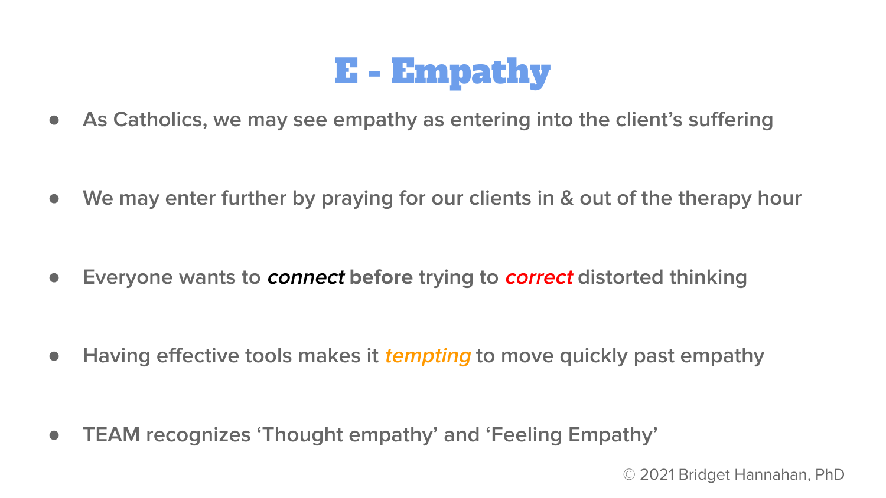# E - Empathy

- As Catholics, we may see empathy as entering into the client's suffering
- We may enter further by praying for our clients in & out of the therapy hour
- Everyone wants to ***connect*** **before** trying to ***correct*** distorted thinking
- Having effective tools makes it ***tempting*** to move quickly past empathy
- **TEAM** recognizes 'Thought empathy' and 'Feeling Empathy'

© 2021 Bridget Hannahan, PhD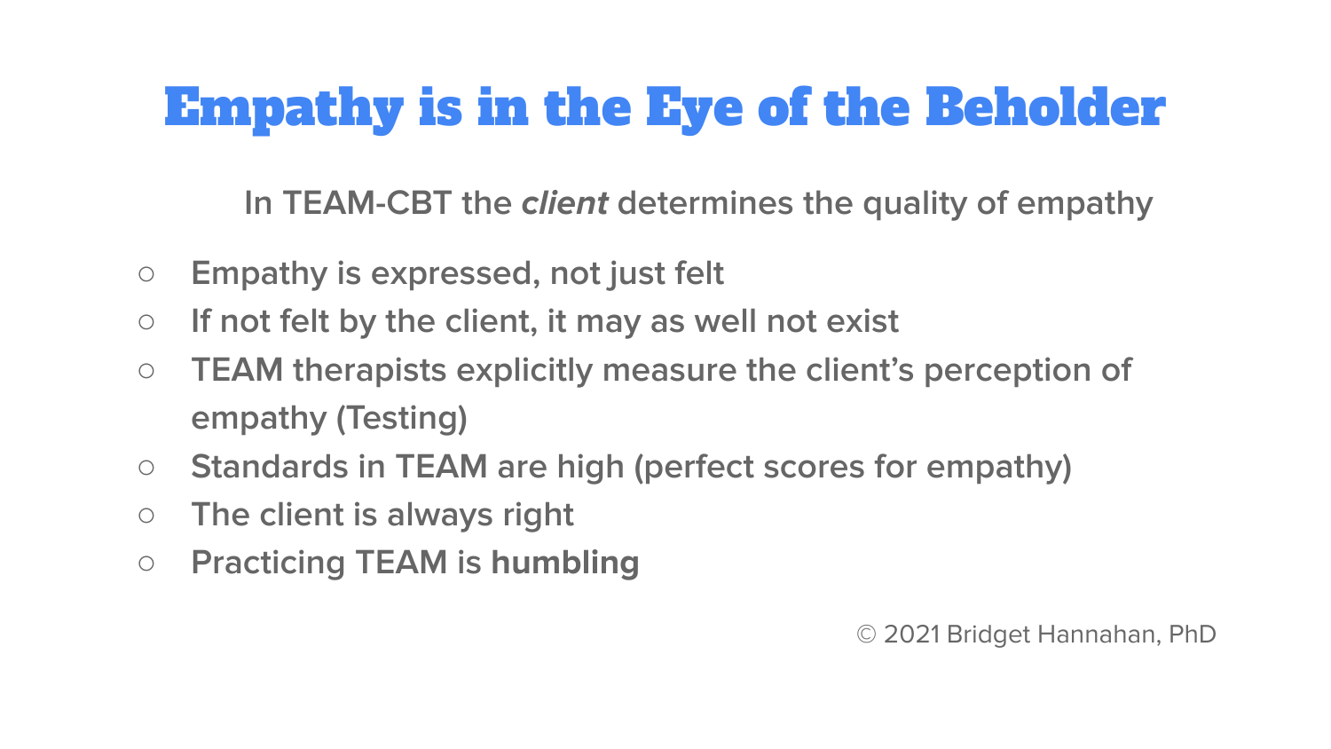# Empathy is in the Eye of the Beholder

In TEAM-CBT the ***client*** determines the quality of empathy

- Empathy is expressed, not just felt
- If not felt by the client, it may as well not exist
- TEAM therapists explicitly measure the client's perception of empathy (Testing)
- Standards in TEAM are high (perfect scores for empathy)
- The client is always right
- Practicing TEAM is **humbling**

© 2021 Bridget Hannahan, PhD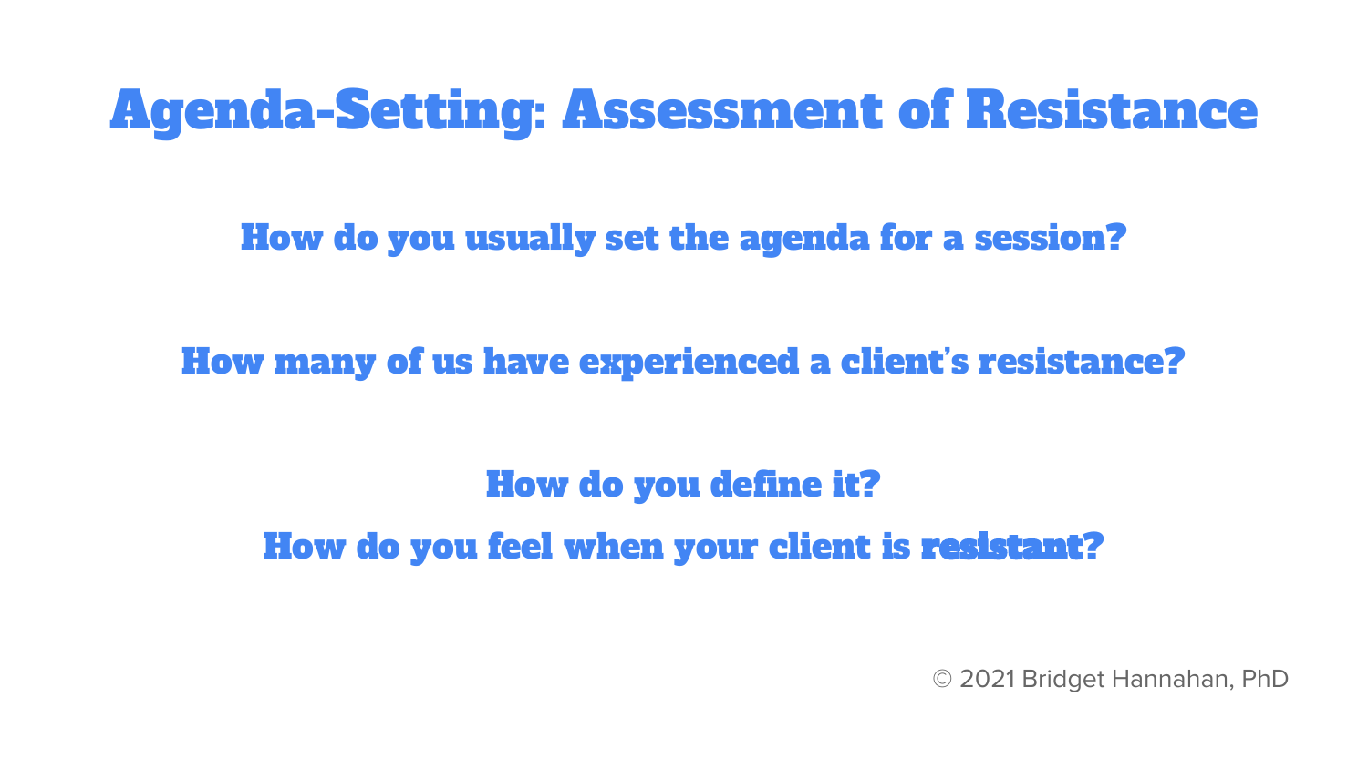# Agenda-Setting: Assessment of Resistance

How do you usually set the agenda for a session?

How many of us have experienced a client's resistance?

How do you define it?

How do you feel when your client is resistant?

© 2021 Bridget Hannahan, PhD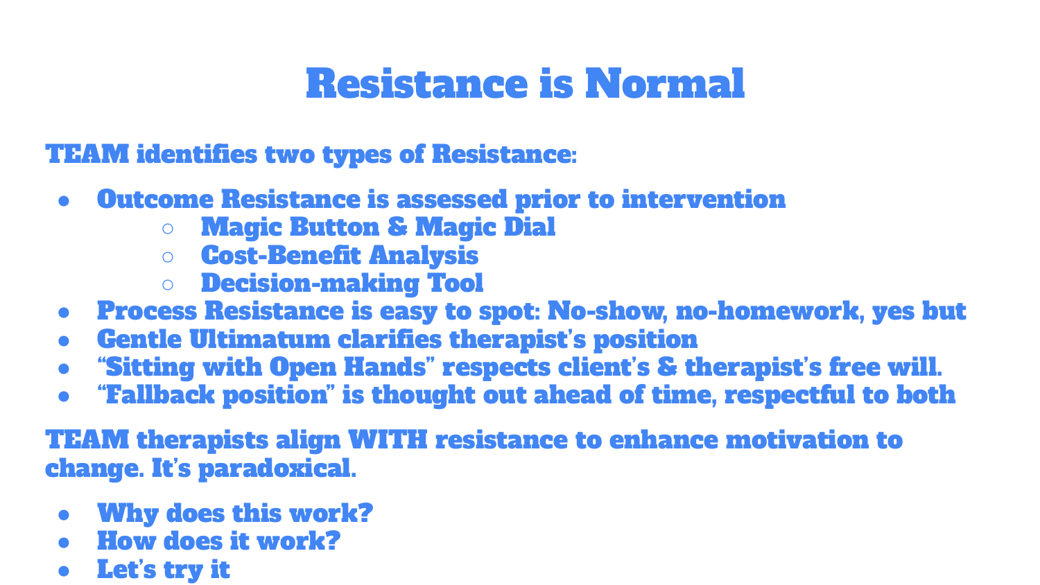# Resistance is Normal

**TEAM identifies two types of Resistance:**

- Outcome Resistance is assessed prior to intervention
  - Magic Button & Magic Dial
  - Cost-Benefit Analysis
  - Decision-making Tool
- Process Resistance is easy to spot: No-show, no-homework, yes but
- Gentle Ultimatum clarifies therapist's position
- "Sitting with Open Hands" respects client's & therapist's free will.
- "Fallback position" is thought out ahead of time, respectful to both

**TEAM therapists align WITH resistance to enhance motivation to change. It's paradoxical.**

- Why does this work?
- How does it work?
- Let's try it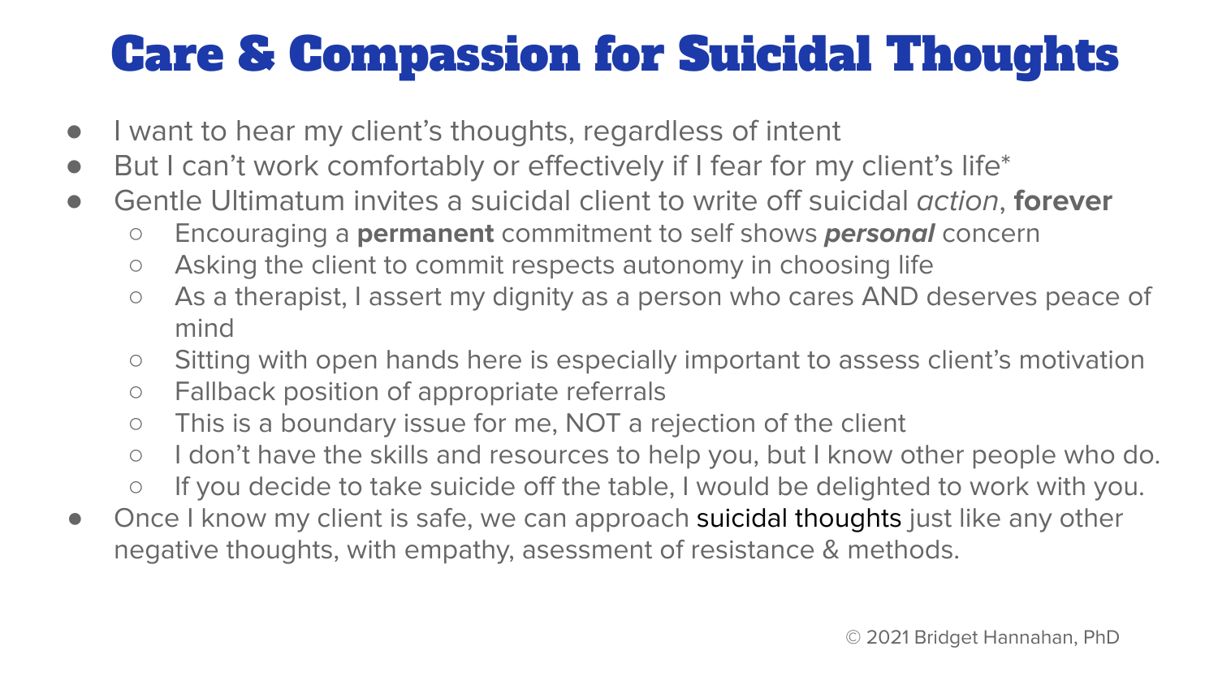# Care & Compassion for Suicidal Thoughts

- I want to hear my client's thoughts, regardless of intent
- But I can't work comfortably or effectively if I fear for my client's life*
- Gentle Ultimatum invites a suicidal client to write off suicidal *action*, **forever**
  - Encouraging a **permanent** commitment to self shows ***personal*** concern
  - Asking the client to commit respects autonomy in choosing life
  - As a therapist, I assert my dignity as a person who cares AND deserves peace of mind
  - Sitting with open hands here is especially important to assess client's motivation
  - Fallback position of appropriate referrals
  - This is a boundary issue for me, NOT a rejection of the client
  - I don't have the skills and resources to help you, but I know other people who do.
  - If you decide to take suicide off the table, I would be delighted to work with you.
- Once I know my client is safe, we can approach suicidal thoughts just like any other negative thoughts, with empathy, asessment of resistance & methods.

© 2021 Bridget Hannahan, PhD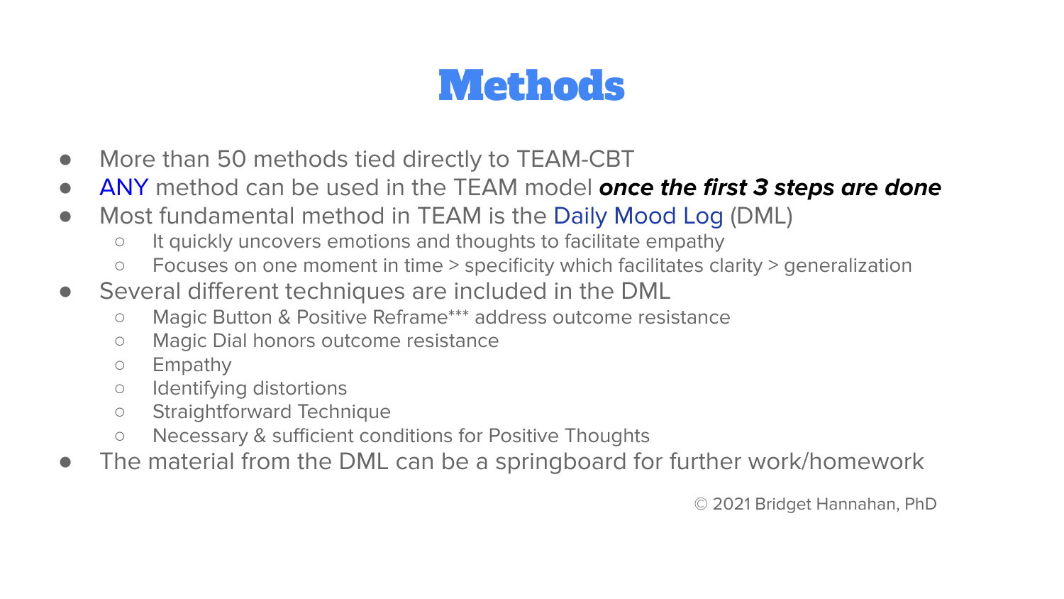# Methods

- More than 50 methods tied directly to TEAM-CBT
- ANY method can be used in the TEAM model ***once the first 3 steps are done***
- Most fundamental method in TEAM is the Daily Mood Log (DML)
  - It quickly uncovers emotions and thoughts to facilitate empathy
  - Focuses on one moment in time > specificity which facilitates clarity > generalization
- Several different techniques are included in the DML
  - Magic Button & Positive Reframe*** address outcome resistance
  - Magic Dial honors outcome resistance
  - Empathy
  - Identifying distortions
  - Straightforward Technique
  - Necessary & sufficient conditions for Positive Thoughts
- The material from the DML can be a springboard for further work/homework

© 2021 Bridget Hannahan, PhD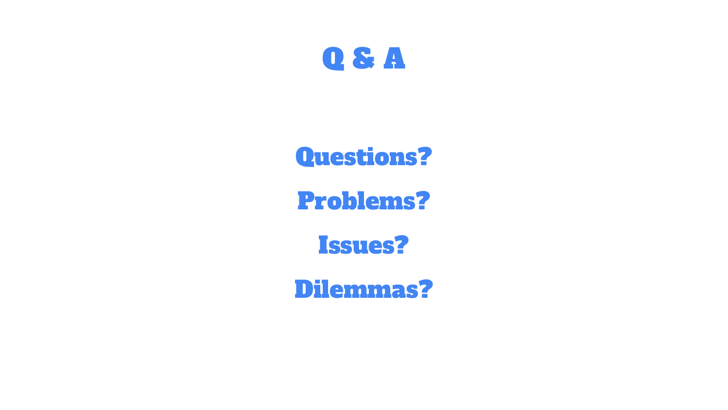# Q & A

**Questions?**

**Problems?**

**Issues?**

**Dilemmas?**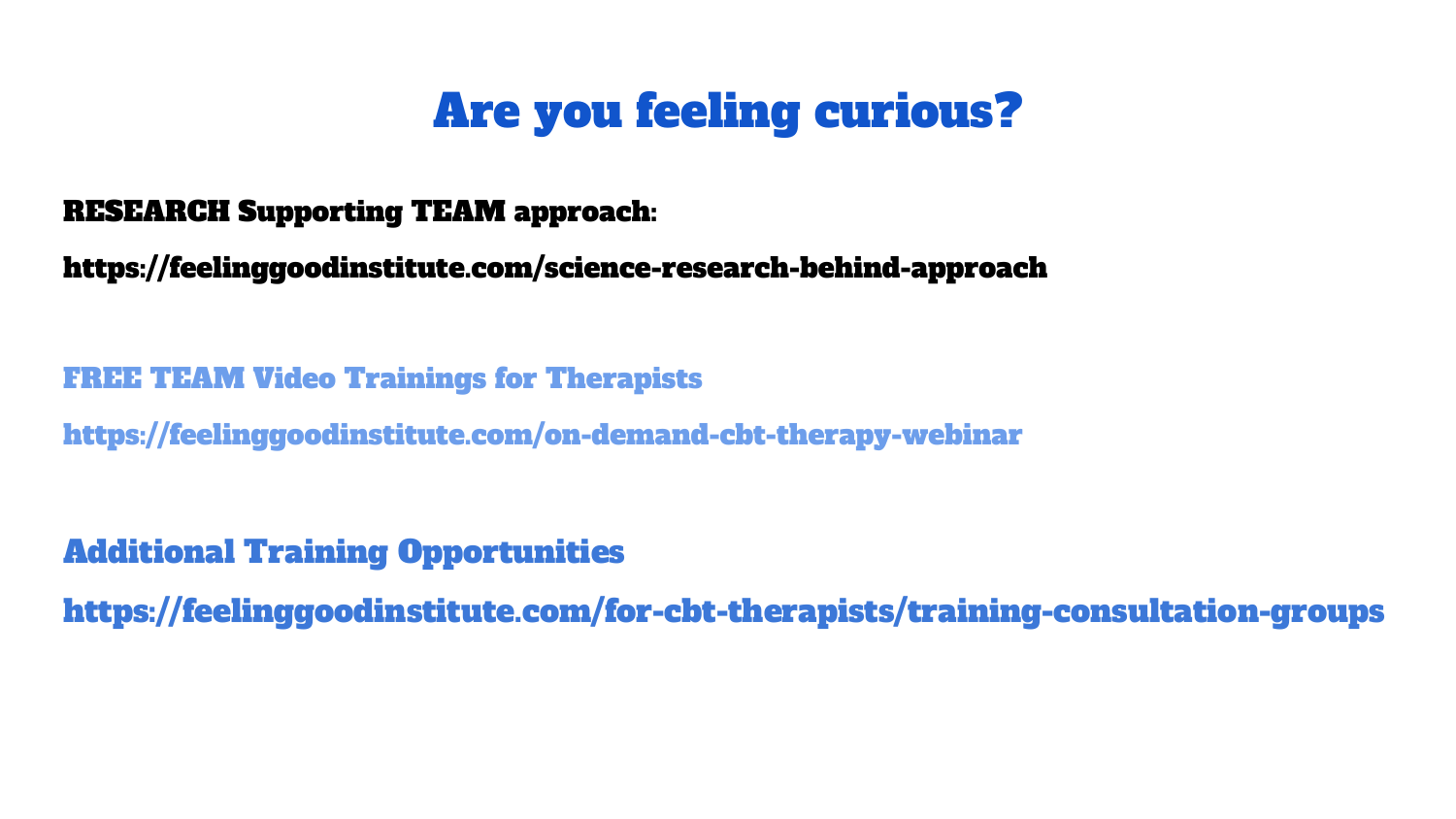# Are you feeling curious?

**RESEARCH Supporting TEAM approach:**

**https://feelinggoodinstitute.com/science-research-behind-approach**

**FREE TEAM Video Trainings for Therapists**

**https://feelinggoodinstitute.com/on-demand-cbt-therapy-webinar**

**Additional Training Opportunities**

**https://feelinggoodinstitute.com/for-cbt-therapists/training-consultation-groups**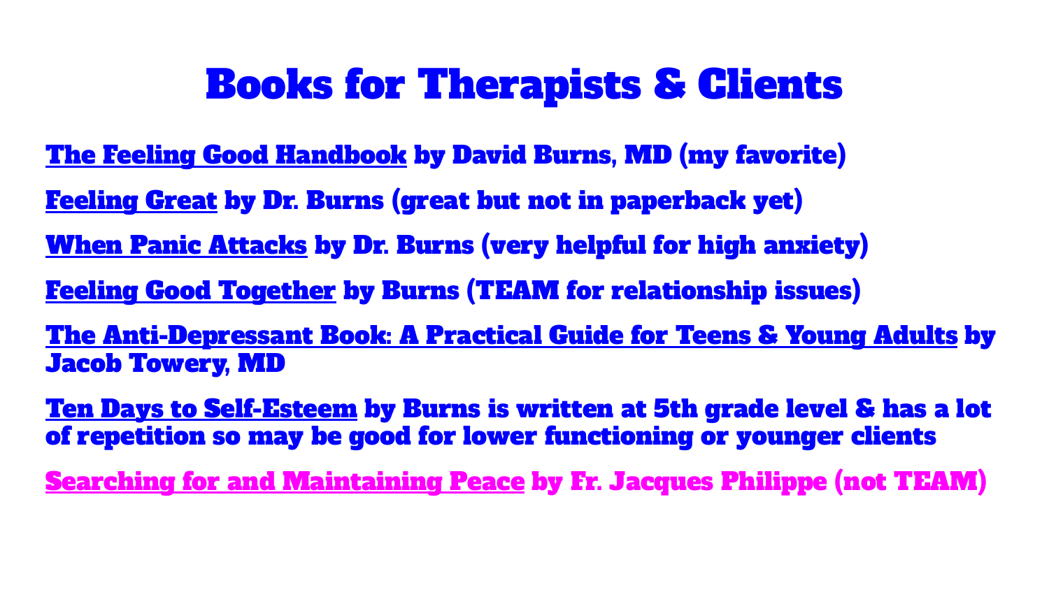# Books for Therapists & Clients

The Feeling Good Handbook by David Burns, MD (my favorite)

Feeling Great by Dr. Burns (great but not in paperback yet)

When Panic Attacks by Dr. Burns (very helpful for high anxiety)

Feeling Good Together by Burns (TEAM for relationship issues)

The Anti-Depressant Book: A Practical Guide for Teens & Young Adults by Jacob Towery, MD

Ten Days to Self-Esteem by Burns is written at 5th grade level & has a lot of repetition so may be good for lower functioning or younger clients

Searching for and Maintaining Peace by Fr. Jacques Philippe (not TEAM)